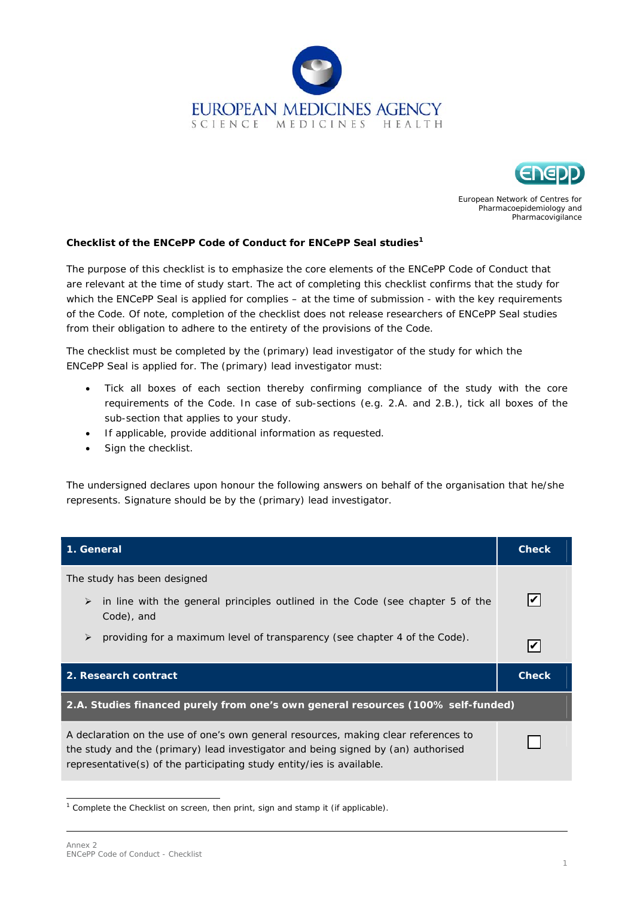EUROPEAN MEDICINES AGENCY
SCIENCE MEDICINES HEALTH

European Network of Centres for Pharmacoepidemiology and Pharmacovigilance

**Checklist of the ENCePP Code of Conduct for ENCePP Seal studies**[1]

The purpose of this checklist is to emphasize the core elements of the ENCePP Code of Conduct that are relevant at the time of study start. The act of completing this checklist confirms that the study for which the ENCePP Seal is applied for complies – at the time of submission - with the key requirements of the Code. Of note, completion of the checklist does not release researchers of ENCePP Seal studies from their obligation to adhere to the entirety of the provisions of the Code.

The checklist must be completed by the (primary) lead investigator of the study for which the ENCePP Seal is applied for. The (primary) lead investigator must:

- Tick all boxes of each section thereby confirming compliance of the study with the core requirements of the Code. In case of sub-sections (e.g. 2.A. and 2.B.), tick all boxes of the sub-section that applies to your study.
- If applicable, provide additional information as requested.
- Sign the checklist.

The undersigned declares upon honour the following answers on behalf of the organisation that he/she represents. Signature should be by the (primary) lead investigator.

| **1. General** | **Check** |
|---|---|
| The study has been designed | |
| ➢ in line with the general principles outlined in the Code (see chapter 5 of the Code), and | ☑ |
| ➢ providing for a maximum level of transparency (see chapter 4 of the Code). | ☑ |
| **2. Research contract** | **Check** |
| **2.A. Studies financed purely from one's own general resources (100% self-funded)** | |
| A declaration on the use of one's own general resources, making clear references to the study and the (primary) lead investigator and being signed by (an) authorised representative(s) of the participating study entity/ies is available. | ☐ |

[1] Complete the Checklist on screen, then print, sign and stamp it (if applicable).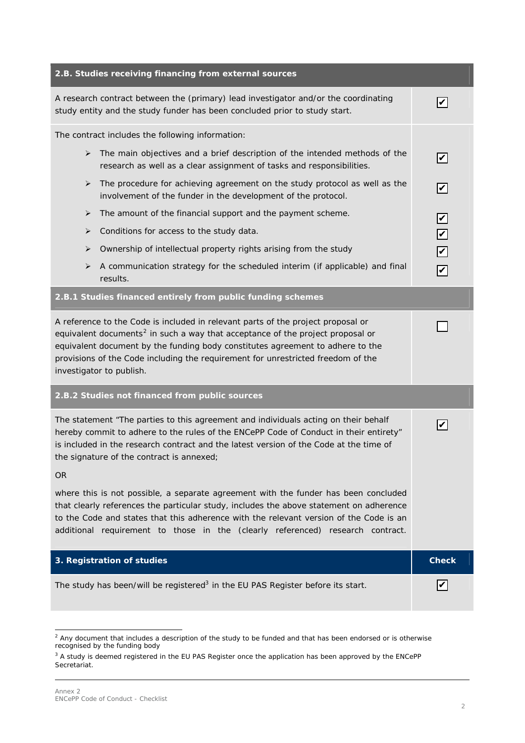| 2.B. Studies receiving financing from external sources | |
|---|---|
| A research contract between the (primary) lead investigator and/or the coordinating study entity and the study funder has been concluded prior to study start. | ☑ |
| The contract includes the following information: | |
| ➢ The main objectives and a brief description of the intended methods of the research as well as a clear assignment of tasks and responsibilities. | ☑ |
| ➢ The procedure for achieving agreement on the study protocol as well as the involvement of the funder in the development of the protocol. | ☑ |
| ➢ The amount of the financial support and the payment scheme. | ☑ |
| ➢ Conditions for access to the study data. | ☑ |
| ➢ Ownership of intellectual property rights arising from the study | ☑ |
| ➢ A communication strategy for the scheduled interim (if applicable) and final results. | ☑ |
| **2.B.1 Studies financed entirely from public funding schemes** | |
| A reference to the Code is included in relevant parts of the project proposal or equivalent documents[2] in such a way that acceptance of the project proposal or equivalent document by the funding body constitutes agreement to adhere to the provisions of the Code including the requirement for unrestricted freedom of the investigator to publish. | ☐ |
| **2.B.2 Studies not financed from public sources** | |
| The statement "The parties to this agreement and individuals acting on their behalf hereby commit to adhere to the rules of the ENCePP Code of Conduct in their entirety" is included in the research contract and the latest version of the Code at the time of the signature of the contract is annexed;<br><br>OR<br><br>where this is not possible, a separate agreement with the funder has been concluded that clearly references the particular study, includes the above statement on adherence to the Code and states that this adherence with the relevant version of the Code is an additional requirement to those in the (clearly referenced) research contract. | ☑ |

| 3. Registration of studies | Check |
|---|---|
| The study has been/will be registered[3] in the EU PAS Register before its start. | ☑ |

[2] Any document that includes a description of the study to be funded and that has been endorsed or is otherwise recognised by the funding body

[3] A study is deemed registered in the EU PAS Register once the application has been approved by the ENCePP Secretariat.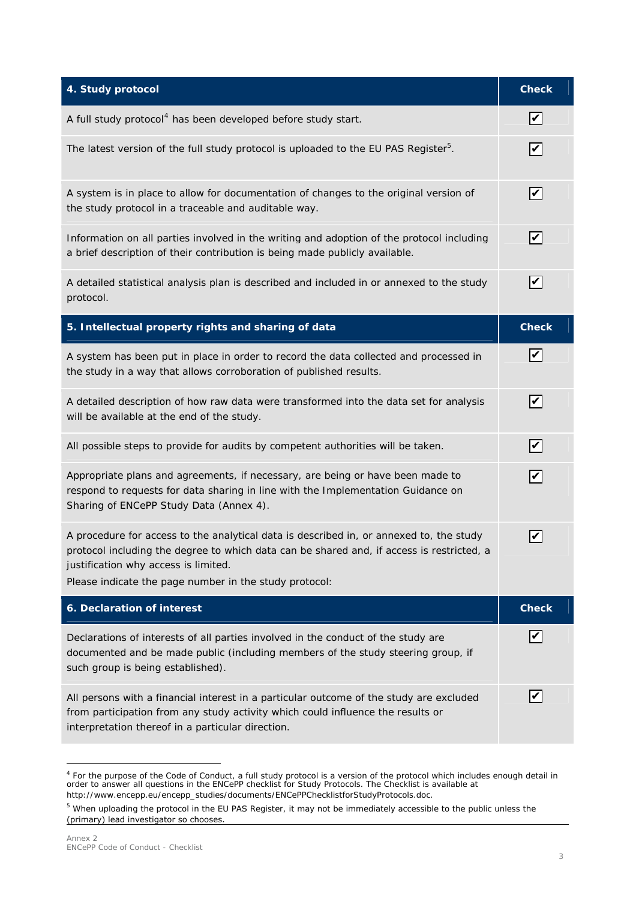| 4. Study protocol | Check |
|---|---|
| A full study protocol[4] has been developed before study start. | ☑ |
| The latest version of the full study protocol is uploaded to the EU PAS Register[5]. | ☑ |
| A system is in place to allow for documentation of changes to the original version of the study protocol in a traceable and auditable way. | ☑ |
| Information on all parties involved in the writing and adoption of the protocol including a brief description of their contribution is being made publicly available. | ☑ |
| A detailed statistical analysis plan is described and included in or annexed to the study protocol. | ☑ |

| 5. Intellectual property rights and sharing of data | Check |
|---|---|
| A system has been put in place in order to record the data collected and processed in the study in a way that allows corroboration of published results. | ☑ |
| A detailed description of how raw data were transformed into the data set for analysis will be available at the end of the study. | ☑ |
| All possible steps to provide for audits by competent authorities will be taken. | ☑ |
| Appropriate plans and agreements, if necessary, are being or have been made to respond to requests for data sharing in line with the Implementation Guidance on Sharing of ENCePP Study Data (Annex 4). | ☑ |
| A procedure for access to the analytical data is described in, or annexed to, the study protocol including the degree to which data can be shared and, if access is restricted, a justification why access is limited. Please indicate the page number in the study protocol: | ☑ |

| 6. Declaration of interest | Check |
|---|---|
| Declarations of interests of all parties involved in the conduct of the study are documented and be made public (including members of the study steering group, if such group is being established). | ☑ |
| All persons with a financial interest in a particular outcome of the study are excluded from participation from any study activity which could influence the results or interpretation thereof in a particular direction. | ☑ |

[4] For the purpose of the Code of Conduct, a full study protocol is a version of the protocol which includes enough detail in order to answer all questions in the ENCePP checklist for Study Protocols. The Checklist is available at http://www.encepp.eu/encepp_studies/documents/ENCePPChecklistforStudyProtocols.doc.

[5] When uploading the protocol in the EU PAS Register, it may not be immediately accessible to the public unless the (primary) lead investigator so chooses.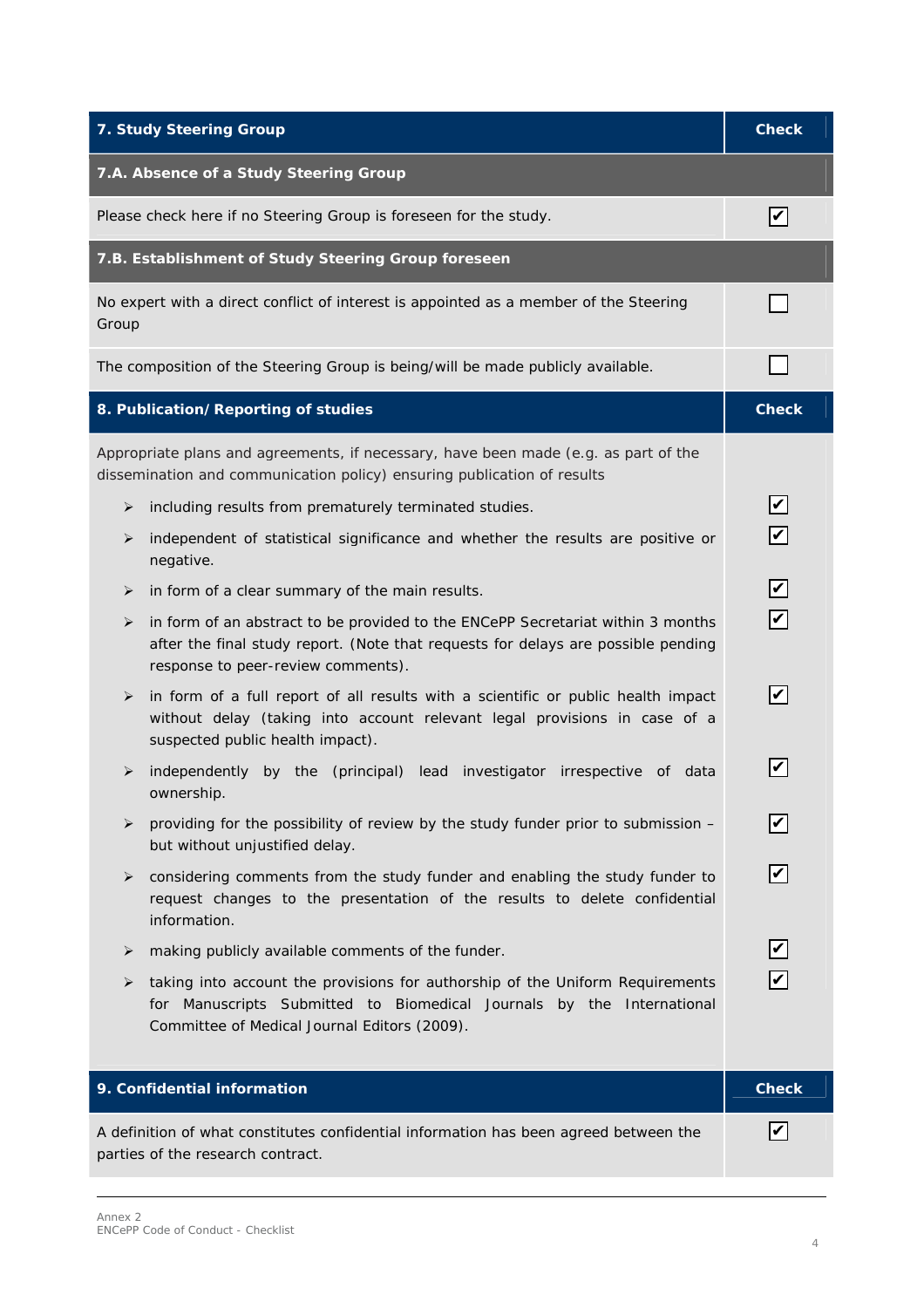| 7. Study Steering Group | Check |
|---|---|
| **7.A. Absence of a Study Steering Group** | |
| Please check here if no Steering Group is foreseen for the study. | ☑ |
| **7.B. Establishment of Study Steering Group foreseen** | |
| No expert with a direct conflict of interest is appointed as a member of the Steering Group | ☐ |
| The composition of the Steering Group is being/will be made publicly available. | ☐ |

| 8. Publication/ Reporting of studies | Check |
|---|---|
| Appropriate plans and agreements, if necessary, have been made (e.g. as part of the dissemination and communication policy) ensuring publication of results | |
| ➢ including results from prematurely terminated studies. | ☑ |
| ➢ independent of statistical significance and whether the results are positive or negative. | ☑ |
| ➢ in form of a clear summary of the main results. | ☑ |
| ➢ in form of an abstract to be provided to the ENCePP Secretariat within 3 months after the final study report. (Note that requests for delays are possible pending response to peer-review comments). | ☑ |
| ➢ in form of a full report of all results with a scientific or public health impact without delay (taking into account relevant legal provisions in case of a suspected public health impact). | ☑ |
| ➢ independently by the (principal) lead investigator irrespective of data ownership. | ☑ |
| ➢ providing for the possibility of review by the study funder prior to submission – but without unjustified delay. | ☑ |
| ➢ considering comments from the study funder and enabling the study funder to request changes to the presentation of the results to delete confidential information. | ☑ |
| ➢ making publicly available comments of the funder. | ☑ |
| ➢ taking into account the provisions for authorship of the Uniform Requirements for Manuscripts Submitted to Biomedical Journals by the International Committee of Medical Journal Editors (2009). | ☑ |

| 9. Confidential information | Check |
|---|---|
| A definition of what constitutes confidential information has been agreed between the parties of the research contract. | ☑ |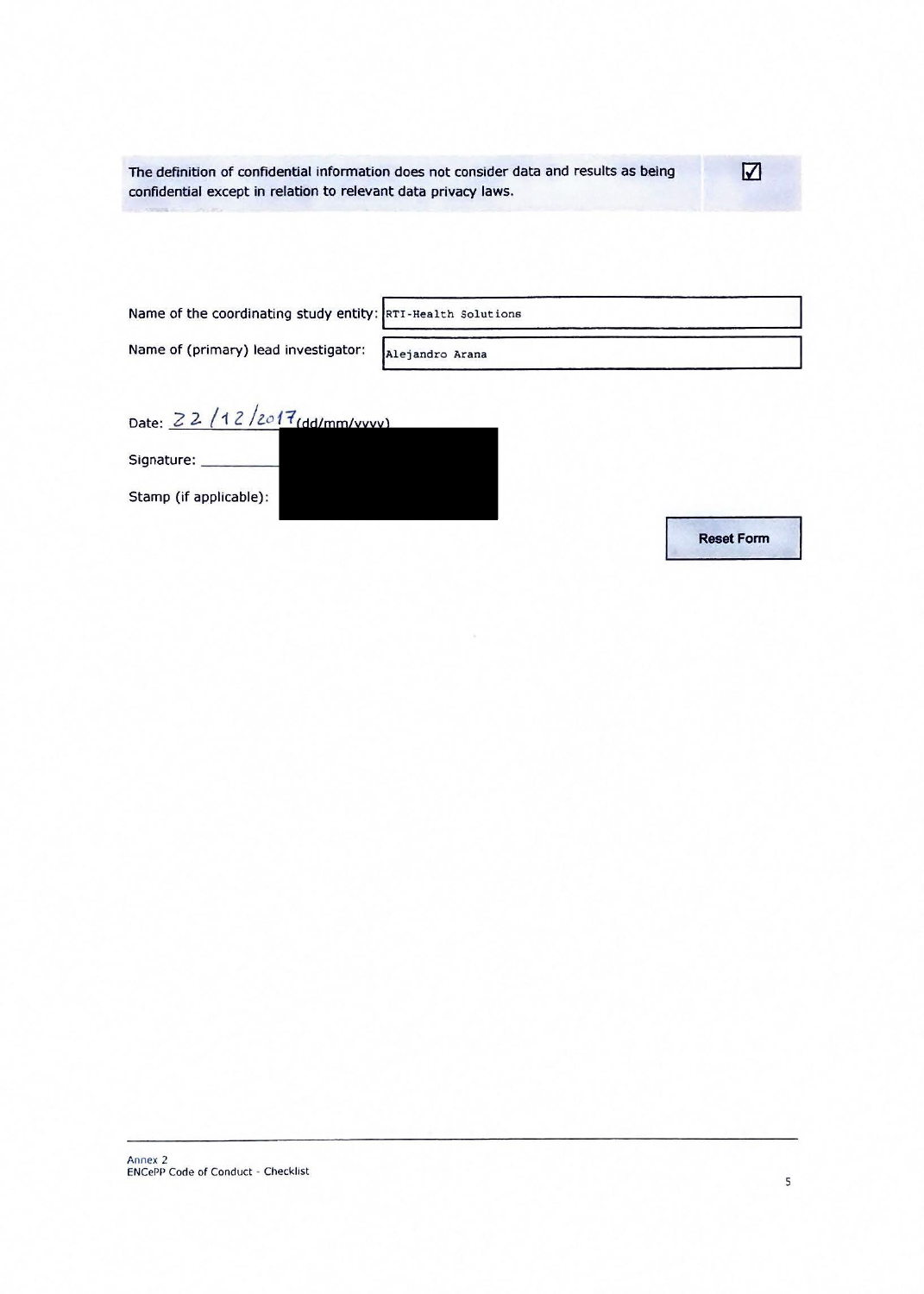| | |
|---|---|
| The definition of confidential information does not consider data and results as being confidential except in relation to relevant data privacy laws. | ☑ |

Name of the coordinating study entity: RTI-Health Solutions

Name of (primary) lead investigator: Alejandro Arana

Date: 22/12/2017 (dd/mm/yyyy)

Signature: \_\_\_\_\_\_\_\_\_\_

Stamp (if applicable):

Reset Form

Annex 2
ENCePP Code of Conduct - Checklist